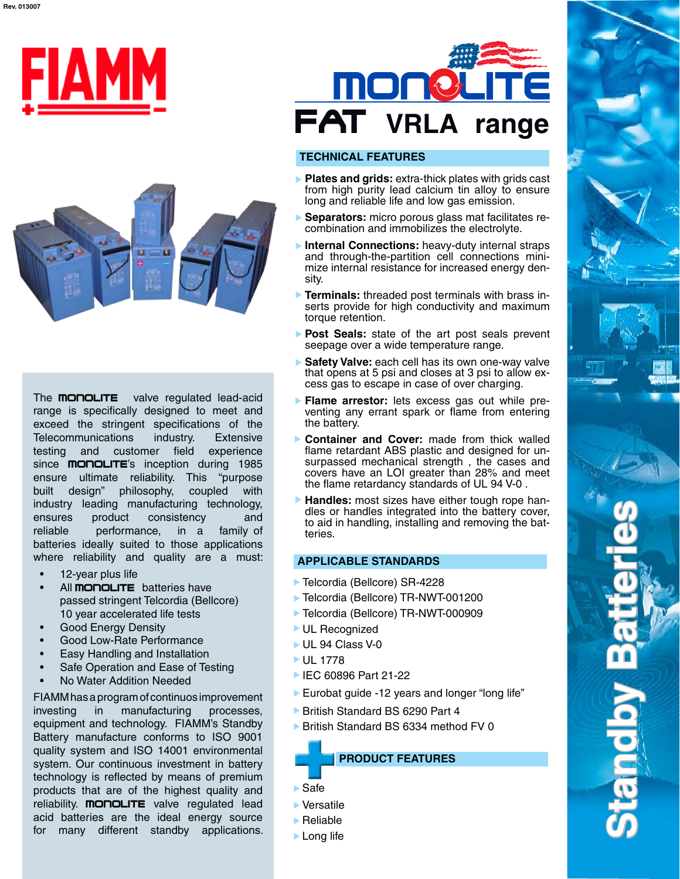# FIAMM

# MONOLITE FAT VRLA range

The MONOLITE valve regulated lead-acid range is specifically designed to meet and exceed the stringent specifications of the Telecommunications industry. Extensive testing and customer field experience since MONOLITE's inception during 1985 ensure ultimate reliability. This "purpose built design" philosophy, coupled with industry leading manufacturing technology, ensures product consistency and reliable performance, in a family of batteries ideally suited to those applications where reliability and quality are a must:

- 12-year plus life
- All MONOLITE batteries have passed stringent Telcordia (Bellcore) 10 year accelerated life tests
- Good Energy Density
- Good Low-Rate Performance
- Easy Handling and Installation
- Safe Operation and Ease of Testing
- No Water Addition Needed

FIAMM has a program of continuos improvement investing in manufacturing processes, equipment and technology. FIAMM's Standby Battery manufacture conforms to ISO 9001 quality system and ISO 14001 environmental system. Our continuous investment in battery technology is reflected by means of premium products that are of the highest quality and reliability. MONOLITE valve regulated lead acid batteries are the ideal energy source for many different standby applications.

## TECHNICAL FEATURES

- **Plates and grids:** extra-thick plates with grids cast from high purity lead calcium tin alloy to ensure long and reliable life and low gas emission.
- **Separators:** micro porous glass mat facilitates recombination and immobilizes the electrolyte.
- **Internal Connections:** heavy-duty internal straps and through-the-partition cell connections minimize internal resistance for increased energy density.
- **Terminals:** threaded post terminals with brass inserts provide for high conductivity and maximum torque retention.
- **Post Seals:** state of the art post seals prevent seepage over a wide temperature range.
- **Safety Valve:** each cell has its own one-way valve that opens at 5 psi and closes at 3 psi to allow excess gas to escape in case of over charging.
- **Flame arrestor:** lets excess gas out while preventing any errant spark or flame from entering the battery.
- **Container and Cover:** made from thick walled flame retardant ABS plastic and designed for unsurpassed mechanical strength , the cases and covers have an LOI greater than 28% and meet the flame retardancy standards of UL 94 V-0 .
- **Handles:** most sizes have either tough rope handles or handles integrated into the battery cover, to aid in handling, installing and removing the batteries.

## APPLICABLE STANDARDS

- Telcordia (Bellcore) SR-4228
- Telcordia (Bellcore) TR-NWT-001200
- Telcordia (Bellcore) TR-NWT-000909
- UL Recognized
- UL 94 Class V-0
- UL 1778
- IEC 60896 Part 21-22
- Eurobat guide -12 years and longer "long life"
- British Standard BS 6290 Part 4
- British Standard BS 6334 method FV 0

## PRODUCT FEATURES

- Safe
- Versatile
- Reliable
- Long life

Standby Batteries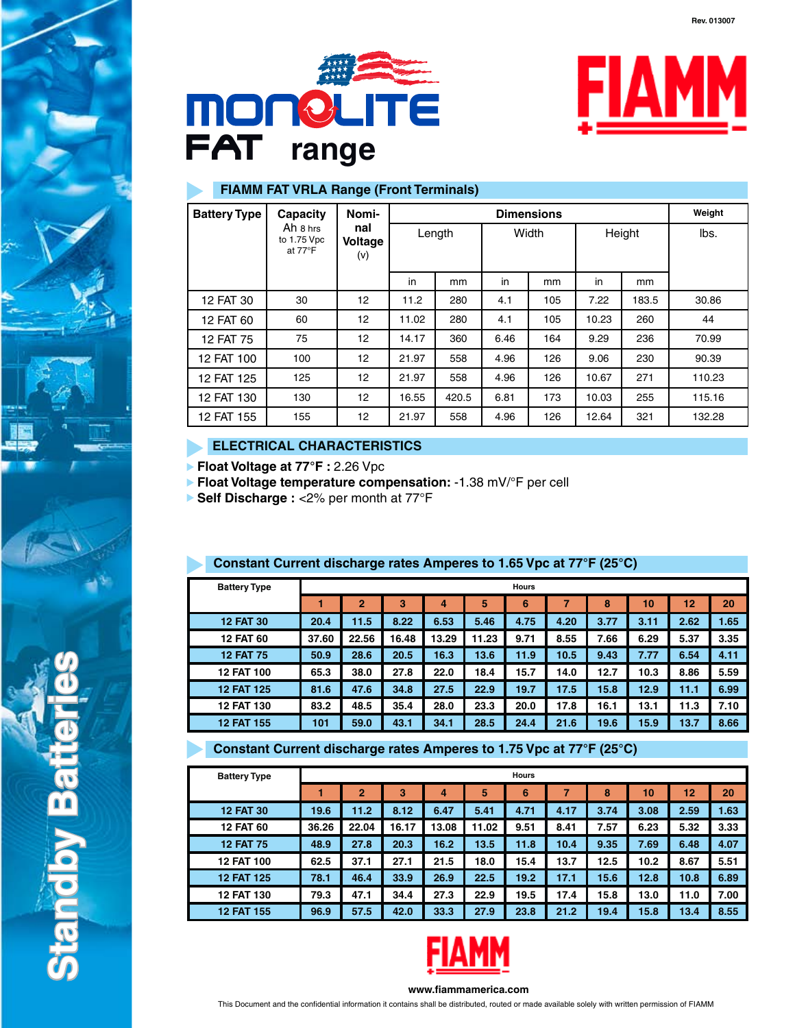Rev. 013007

# MONOLITE FAT range

# FIAMM

## FIAMM FAT VRLA Range (Front Terminals)

| Battery Type | Capacity Ah 8 hrs to 1.75 Vpc at 77°F | Nominal Voltage (v) | Dimensions | | | | | | Weight |
|---|---|---|---|---|---|---|---|---|---|
| | | | Length | | Width | | Height | | lbs. |
| | | | in | mm | in | mm | in | mm | |
| 12 FAT 30 | 30 | 12 | 11.2 | 280 | 4.1 | 105 | 7.22 | 183.5 | 30.86 |
| 12 FAT 60 | 60 | 12 | 11.02 | 280 | 4.1 | 105 | 10.23 | 260 | 44 |
| 12 FAT 75 | 75 | 12 | 14.17 | 360 | 6.46 | 164 | 9.29 | 236 | 70.99 |
| 12 FAT 100 | 100 | 12 | 21.97 | 558 | 4.96 | 126 | 9.06 | 230 | 90.39 |
| 12 FAT 125 | 125 | 12 | 21.97 | 558 | 4.96 | 126 | 10.67 | 271 | 110.23 |
| 12 FAT 130 | 130 | 12 | 16.55 | 420.5 | 6.81 | 173 | 10.03 | 255 | 115.16 |
| 12 FAT 155 | 155 | 12 | 21.97 | 558 | 4.96 | 126 | 12.64 | 321 | 132.28 |

## ELECTRICAL CHARACTERISTICS

- **Float Voltage at 77°F :** 2.26 Vpc
- **Float Voltage temperature compensation:** -1.38 mV/°F per cell
- **Self Discharge :** <2% per month at 77°F

## Constant Current discharge rates Amperes to 1.65 Vpc at 77°F (25°C)

| Battery Type | Hours | | | | | | | | | | |
|---|---|---|---|---|---|---|---|---|---|---|---|
| | 1 | 2 | 3 | 4 | 5 | 6 | 7 | 8 | 10 | 12 | 20 |
| 12 FAT 30 | 20.4 | 11.5 | 8.22 | 6.53 | 5.46 | 4.75 | 4.20 | 3.77 | 3.11 | 2.62 | 1.65 |
| 12 FAT 60 | 37.60 | 22.56 | 16.48 | 13.29 | 11.23 | 9.71 | 8.55 | 7.66 | 6.29 | 5.37 | 3.35 |
| 12 FAT 75 | 50.9 | 28.6 | 20.5 | 16.3 | 13.6 | 11.9 | 10.5 | 9.43 | 7.77 | 6.54 | 4.11 |
| 12 FAT 100 | 65.3 | 38.0 | 27.8 | 22.0 | 18.4 | 15.7 | 14.0 | 12.7 | 10.3 | 8.86 | 5.59 |
| 12 FAT 125 | 81.6 | 47.6 | 34.8 | 27.5 | 22.9 | 19.7 | 17.5 | 15.8 | 12.9 | 11.1 | 6.99 |
| 12 FAT 130 | 83.2 | 48.5 | 35.4 | 28.0 | 23.3 | 20.0 | 17.8 | 16.1 | 13.1 | 11.3 | 7.10 |
| 12 FAT 155 | 101 | 59.0 | 43.1 | 34.1 | 28.5 | 24.4 | 21.6 | 19.6 | 15.9 | 13.7 | 8.66 |

## Constant Current discharge rates Amperes to 1.75 Vpc at 77°F (25°C)

| Battery Type | Hours | | | | | | | | | | |
|---|---|---|---|---|---|---|---|---|---|---|---|
| | 1 | 2 | 3 | 4 | 5 | 6 | 7 | 8 | 10 | 12 | 20 |
| 12 FAT 30 | 19.6 | 11.2 | 8.12 | 6.47 | 5.41 | 4.71 | 4.17 | 3.74 | 3.08 | 2.59 | 1.63 |
| 12 FAT 60 | 36.26 | 22.04 | 16.17 | 13.08 | 11.02 | 9.51 | 8.41 | 7.57 | 6.23 | 5.32 | 3.33 |
| 12 FAT 75 | 48.9 | 27.8 | 20.3 | 16.2 | 13.5 | 11.8 | 10.4 | 9.35 | 7.69 | 6.48 | 4.07 |
| 12 FAT 100 | 62.5 | 37.1 | 27.1 | 21.5 | 18.0 | 15.4 | 13.7 | 12.5 | 10.2 | 8.67 | 5.51 |
| 12 FAT 125 | 78.1 | 46.4 | 33.9 | 26.9 | 22.5 | 19.2 | 17.1 | 15.6 | 12.8 | 10.8 | 6.89 |
| 12 FAT 130 | 79.3 | 47.1 | 34.4 | 27.3 | 22.9 | 19.5 | 17.4 | 15.8 | 13.0 | 11.0 | 7.00 |
| 12 FAT 155 | 96.9 | 57.5 | 42.0 | 33.3 | 27.9 | 23.8 | 21.2 | 19.4 | 15.8 | 13.4 | 8.55 |

Standby Batteries

FIAMM

www.fiammamerica.com

This Document and the confidential information it contains shall be distributed, routed or made available solely with written permission of FIAMM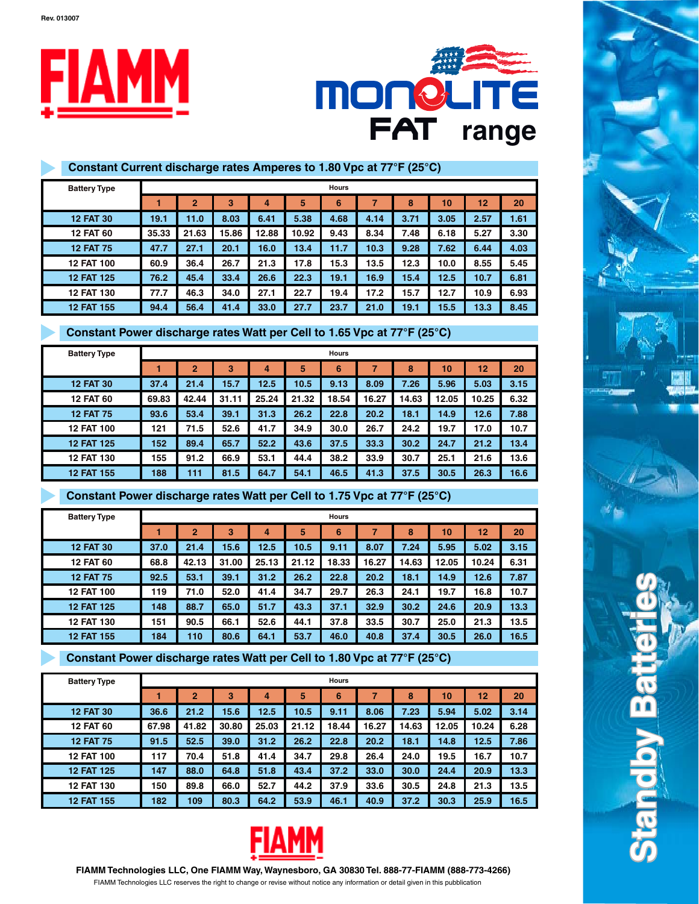Rev. 013007

# FIAMM

# MONOLITE FAT range

## Constant Current discharge rates Amperes to 1.80 Vpc at 77°F (25°C)

| Battery Type | Hours | | | | | | | | | | |
|---|---|---|---|---|---|---|---|---|---|---|---|
| | 1 | 2 | 3 | 4 | 5 | 6 | 7 | 8 | 10 | 12 | 20 |
| 12 FAT 30 | 19.1 | 11.0 | 8.03 | 6.41 | 5.38 | 4.68 | 4.14 | 3.71 | 3.05 | 2.57 | 1.61 |
| 12 FAT 60 | 35.33 | 21.63 | 15.86 | 12.88 | 10.92 | 9.43 | 8.34 | 7.48 | 6.18 | 5.27 | 3.30 |
| 12 FAT 75 | 47.7 | 27.1 | 20.1 | 16.0 | 13.4 | 11.7 | 10.3 | 9.28 | 7.62 | 6.44 | 4.03 |
| 12 FAT 100 | 60.9 | 36.4 | 26.7 | 21.3 | 17.8 | 15.3 | 13.5 | 12.3 | 10.0 | 8.55 | 5.45 |
| 12 FAT 125 | 76.2 | 45.4 | 33.4 | 26.6 | 22.3 | 19.1 | 16.9 | 15.4 | 12.5 | 10.7 | 6.81 |
| 12 FAT 130 | 77.7 | 46.3 | 34.0 | 27.1 | 22.7 | 19.4 | 17.2 | 15.7 | 12.7 | 10.9 | 6.93 |
| 12 FAT 155 | 94.4 | 56.4 | 41.4 | 33.0 | 27.7 | 23.7 | 21.0 | 19.1 | 15.5 | 13.3 | 8.45 |

## Constant Power discharge rates Watt per Cell to 1.65 Vpc at 77°F (25°C)

| Battery Type | Hours | | | | | | | | | | |
|---|---|---|---|---|---|---|---|---|---|---|---|
| | 1 | 2 | 3 | 4 | 5 | 6 | 7 | 8 | 10 | 12 | 20 |
| 12 FAT 30 | 37.4 | 21.4 | 15.7 | 12.5 | 10.5 | 9.13 | 8.09 | 7.26 | 5.96 | 5.03 | 3.15 |
| 12 FAT 60 | 69.83 | 42.44 | 31.11 | 25.24 | 21.32 | 18.54 | 16.27 | 14.63 | 12.05 | 10.25 | 6.32 |
| 12 FAT 75 | 93.6 | 53.4 | 39.1 | 31.3 | 26.2 | 22.8 | 20.2 | 18.1 | 14.9 | 12.6 | 7.88 |
| 12 FAT 100 | 121 | 71.5 | 52.6 | 41.7 | 34.9 | 30.0 | 26.7 | 24.2 | 19.7 | 17.0 | 10.7 |
| 12 FAT 125 | 152 | 89.4 | 65.7 | 52.2 | 43.6 | 37.5 | 33.3 | 30.2 | 24.7 | 21.2 | 13.4 |
| 12 FAT 130 | 155 | 91.2 | 66.9 | 53.1 | 44.4 | 38.2 | 33.9 | 30.7 | 25.1 | 21.6 | 13.6 |
| 12 FAT 155 | 188 | 111 | 81.5 | 64.7 | 54.1 | 46.5 | 41.3 | 37.5 | 30.5 | 26.3 | 16.6 |

## Constant Power discharge rates Watt per Cell to 1.75 Vpc at 77°F (25°C)

| Battery Type | Hours | | | | | | | | | | |
|---|---|---|---|---|---|---|---|---|---|---|---|
| | 1 | 2 | 3 | 4 | 5 | 6 | 7 | 8 | 10 | 12 | 20 |
| 12 FAT 30 | 37.0 | 21.4 | 15.6 | 12.5 | 10.5 | 9.11 | 8.07 | 7.24 | 5.95 | 5.02 | 3.15 |
| 12 FAT 60 | 68.8 | 42.13 | 31.00 | 25.13 | 21.12 | 18.33 | 16.27 | 14.63 | 12.05 | 10.24 | 6.31 |
| 12 FAT 75 | 92.5 | 53.1 | 39.1 | 31.2 | 26.2 | 22.8 | 20.2 | 18.1 | 14.9 | 12.6 | 7.87 |
| 12 FAT 100 | 119 | 71.0 | 52.0 | 41.4 | 34.7 | 29.7 | 26.3 | 24.1 | 19.7 | 16.8 | 10.7 |
| 12 FAT 125 | 148 | 88.7 | 65.0 | 51.7 | 43.3 | 37.1 | 32.9 | 30.2 | 24.6 | 20.9 | 13.3 |
| 12 FAT 130 | 151 | 90.5 | 66.1 | 52.6 | 44.1 | 37.8 | 33.5 | 30.7 | 25.0 | 21.3 | 13.5 |
| 12 FAT 155 | 184 | 110 | 80.6 | 64.1 | 53.7 | 46.0 | 40.8 | 37.4 | 30.5 | 26.0 | 16.5 |

## Constant Power discharge rates Watt per Cell to 1.80 Vpc at 77°F (25°C)

| Battery Type | Hours | | | | | | | | | | |
|---|---|---|---|---|---|---|---|---|---|---|---|
| | 1 | 2 | 3 | 4 | 5 | 6 | 7 | 8 | 10 | 12 | 20 |
| 12 FAT 30 | 36.6 | 21.2 | 15.6 | 12.5 | 10.5 | 9.11 | 8.06 | 7.23 | 5.94 | 5.02 | 3.14 |
| 12 FAT 60 | 67.98 | 41.82 | 30.80 | 25.03 | 21.12 | 18.44 | 16.27 | 14.63 | 12.05 | 10.24 | 6.28 |
| 12 FAT 75 | 91.5 | 52.5 | 39.0 | 31.2 | 26.2 | 22.8 | 20.2 | 18.1 | 14.8 | 12.5 | 7.86 |
| 12 FAT 100 | 117 | 70.4 | 51.8 | 41.4 | 34.7 | 29.8 | 26.4 | 24.0 | 19.5 | 16.7 | 10.7 |
| 12 FAT 125 | 147 | 88.0 | 64.8 | 51.8 | 43.4 | 37.2 | 33.0 | 30.0 | 24.4 | 20.9 | 13.3 |
| 12 FAT 130 | 150 | 89.8 | 66.0 | 52.7 | 44.2 | 37.9 | 33.6 | 30.5 | 24.8 | 21.3 | 13.5 |
| 12 FAT 155 | 182 | 109 | 80.3 | 64.2 | 53.9 | 46.1 | 40.9 | 37.2 | 30.3 | 25.9 | 16.5 |

Standby Batteries

FIAMM

**FIAMM Technologies LLC, One FIAMM Way, Waynesboro, GA 30830 Tel. 888-77-FIAMM (888-773-4266)**

FIAMM Technologies LLC reserves the right to change or revise without notice any information or detail given in this pubblication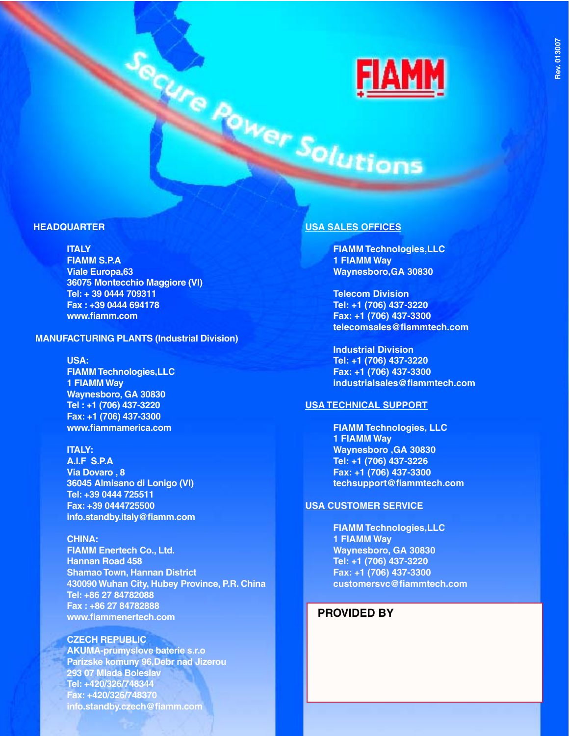FIAMM

Secure Power Solutions

Rev. 013007

## HEADQUARTER

**ITALY**
**FIAMM S.P.A**
**Viale Europa,63**
**36075 Montecchio Maggiore (VI)**
**Tel: + 39 0444 709311**
**Fax : +39 0444 694178**
**www.fiamm.com**

## MANUFACTURING PLANTS (Industrial Division)

**USA:**
**FIAMM Technologies,LLC**
**1 FIAMM Way**
**Waynesboro, GA 30830**
**Tel : +1 (706) 437-3220**
**Fax: +1 (706) 437-3300**
**www.fiammamerica.com**

**ITALY:**
**A.I.F S.P.A**
**Via Dovaro , 8**
**36045 Almisano di Lonigo (VI)**
**Tel: +39 0444 725511**
**Fax: +39 0444725500**
**info.standby.italy@fiamm.com**

**CHINA:**
**FIAMM Enertech Co., Ltd.**
**Hannan Road 458**
**Shamao Town, Hannan District**
**430090 Wuhan City, Hubey Province, P.R. China**
**Tel: +86 27 84782088**
**Fax : +86 27 84782888**
**www.fiammenertech.com**

**CZECH REPUBLIC**
**AKUMA-prumyslove baterie s.r.o**
**Parizske komuny 96,Debr nad Jizerou**
**293 07 Mlada Boleslav**
**Tel: +420/326/748344**
**Fax: +420/326/748370**
**info.standby.czech@fiamm.com**

## USA SALES OFFICES

**FIAMM Technologies,LLC**
**1 FIAMM Way**
**Waynesboro,GA 30830**

**Telecom Division**
**Tel: +1 (706) 437-3220**
**Fax: +1 (706) 437-3300**
**telecomsales@fiammtech.com**

**Industrial Division**
**Tel: +1 (706) 437-3220**
**Fax: +1 (706) 437-3300**
**industrialsales@fiammtech.com**

## USA TECHNICAL SUPPORT

**FIAMM Technologies, LLC**
**1 FIAMM Way**
**Waynesboro ,GA 30830**
**Tel: +1 (706) 437-3226**
**Fax: +1 (706) 437-3300**
**techsupport@fiammtech.com**

## USA CUSTOMER SERVICE

**FIAMM Technologies,LLC**
**1 FIAMM Way**
**Waynesboro, GA 30830**
**Tel: +1 (706) 437-3220**
**Fax: +1 (706) 437-3300**
**customersvc@fiammtech.com**

**PROVIDED BY**